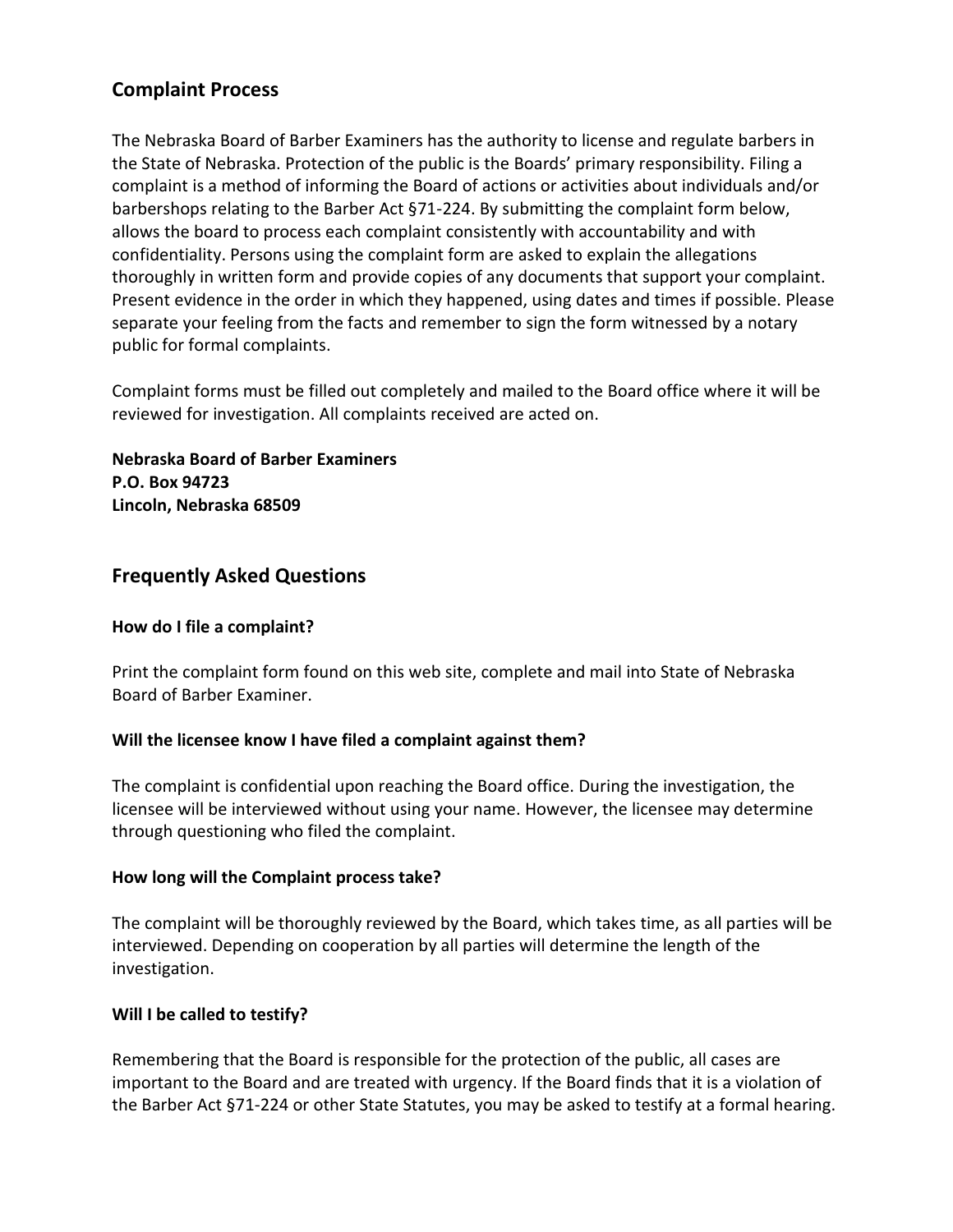## Complaint Process

The Nebraska Board of Barber Examiners has the authority to license and regulate barbers in the State of Nebraska. Protection of the public is the Boards' primary responsibility. Filing a complaint is a method of informing the Board of actions or activities about individuals and/or barbershops relating to the Barber Act §71-224. By submitting the complaint form below, allows the board to process each complaint consistently with accountability and with confidentiality. Persons using the complaint form are asked to explain the allegations thoroughly in written form and provide copies of any documents that support your complaint. Present evidence in the order in which they happened, using dates and times if possible. Please separate your feeling from the facts and remember to sign the form witnessed by a notary public for formal complaints.

Complaint forms must be filled out completely and mailed to the Board office where it will be reviewed for investigation. All complaints received are acted on.

**Nebraska Board of Barber Examiners**
**P.O. Box 94723**
**Lincoln, Nebraska 68509**

## Frequently Asked Questions

**How do I file a complaint?**

Print the complaint form found on this web site, complete and mail into State of Nebraska Board of Barber Examiner.

**Will the licensee know I have filed a complaint against them?**

The complaint is confidential upon reaching the Board office. During the investigation, the licensee will be interviewed without using your name. However, the licensee may determine through questioning who filed the complaint.

**How long will the Complaint process take?**

The complaint will be thoroughly reviewed by the Board, which takes time, as all parties will be interviewed. Depending on cooperation by all parties will determine the length of the investigation.

**Will I be called to testify?**

Remembering that the Board is responsible for the protection of the public, all cases are important to the Board and are treated with urgency. If the Board finds that it is a violation of the Barber Act §71-224 or other State Statutes, you may be asked to testify at a formal hearing.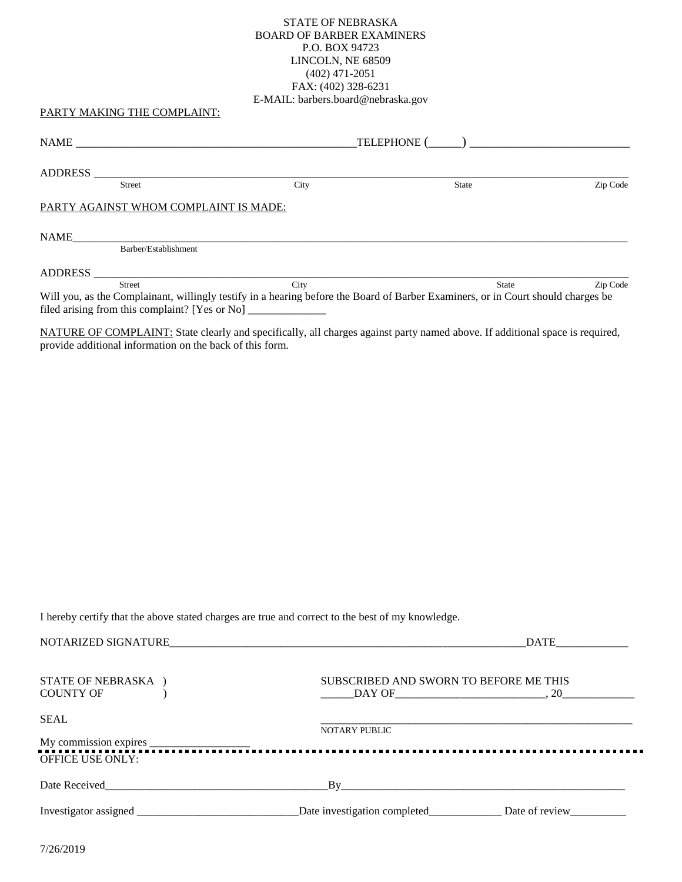STATE OF NEBRASKA
BOARD OF BARBER EXAMINERS
P.O. BOX 94723
LINCOLN, NE 68509
(402) 471-2051
FAX: (402) 328-6231
E-MAIL: barbers.board@nebraska.gov

PARTY MAKING THE COMPLAINT:

NAME ________________________________________________TELEPHONE (_____) ___________________________

ADDRESS ________________________________________________________________________________________
Street City State Zip Code

PARTY AGAINST WHOM COMPLAINT IS MADE:

NAME________________________________________________________________________________________
Barber/Establishment

ADDRESS ________________________________________________________________________________________
Street City State Zip Code

Will you, as the Complainant, willingly testify in a hearing before the Board of Barber Examiners, or in Court should charges be filed arising from this complaint? [Yes or No] _____________

NATURE OF COMPLAINT: State clearly and specifically, all charges against party named above. If additional space is required, provide additional information on the back of this form.

I hereby certify that the above stated charges are true and correct to the best of my knowledge.

NOTARIZED SIGNATURE_________________________________________________________________DATE____________

STATE OF NEBRASKA )
COUNTY OF )

SUBSCRIBED AND SWORN TO BEFORE ME THIS
______DAY OF__________________________, 20____________

SEAL

___________________________________________________________
NOTARY PUBLIC

My commission expires _________________

OFFICE USE ONLY:

Date Received________________________________________By_____________________________________________________

Investigator assigned ____________________________Date investigation completed____________ Date of review__________

7/26/2019